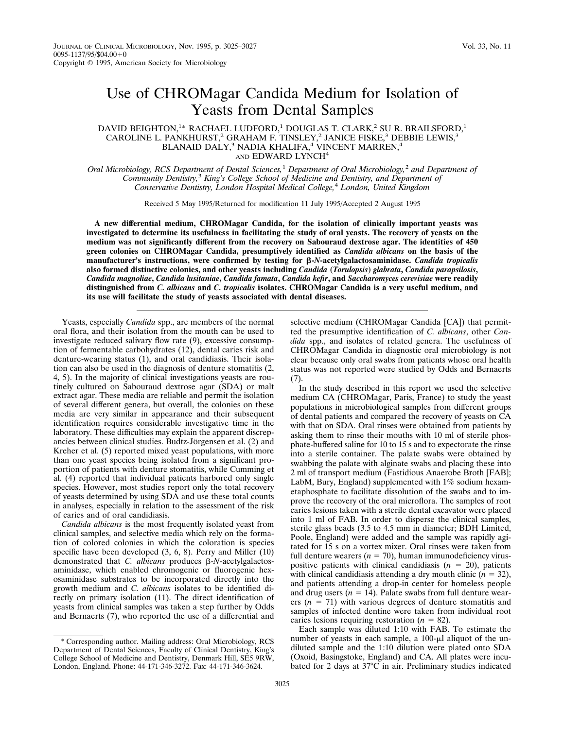# Use of CHROMagar Candida Medium for Isolation of Yeasts from Dental Samples

DAVID BEIGHTON,[1*] RACHAEL LUDFORD,[1] DOUGLAS T. CLARK,[2] SU R. BRAILSFORD,[1] CAROLINE L. PANKHURST,[2] GRAHAM F. TINSLEY,[2] JANICE FISKE,[3] DEBBIE LEWIS,[3] BLANAID DALY,[3] NADIA KHALIFA,[4] VINCENT MARREN,[4] AND EDWARD LYNCH[4]

*Oral Microbiology, RCS Department of Dental Sciences,[1] Department of Oral Microbiology,[2] and Department of Community Dentistry,[3] King's College School of Medicine and Dentistry, and Department of Conservative Dentistry, London Hospital Medical College,[4] London, United Kingdom*

Received 5 May 1995/Returned for modification 11 July 1995/Accepted 2 August 1995

**A new differential medium, CHROMagar Candida, for the isolation of clinically important yeasts was investigated to determine its usefulness in facilitating the study of oral yeasts. The recovery of yeasts on the medium was not significantly different from the recovery on Sabouraud dextrose agar. The identities of 450 green colonies on CHROMagar Candida, presumptively identified as *Candida albicans* on the basis of the manufacturer's instructions, were confirmed by testing for β-*N*-acetylgalactosaminidase. *Candida tropicalis* also formed distinctive colonies, and other yeasts including *Candida* (*Torulopsis*) *glabrata*, *Candida parapsilosis*, *Candida magnoliae*, *Candida lusitaniae*, *Candida famata*, *Candida kefir*, and *Saccharomyces cerevisiae* were readily distinguished from *C. albicans* and *C. tropicalis* isolates. CHROMagar Candida is a very useful medium, and its use will facilitate the study of yeasts associated with dental diseases.**

Yeasts, especially *Candida* spp., are members of the normal oral flora, and their isolation from the mouth can be used to investigate reduced salivary flow rate (9), excessive consumption of fermentable carbohydrates (12), dental caries risk and denture-wearing status (1), and oral candidiasis. Their isolation can also be used in the diagnosis of denture stomatitis (2, 4, 5). In the majority of clinical investigations yeasts are routinely cultured on Sabouraud dextrose agar (SDA) or malt extract agar. These media are reliable and permit the isolation of several different genera, but overall, the colonies on these media are very similar in appearance and their subsequent identification requires considerable investigative time in the laboratory. These difficulties may explain the apparent discrepancies between clinical studies. Budtz-Jörgensen et al. (2) and Kreher et al. (5) reported mixed yeast populations, with more than one yeast species being isolated from a significant proportion of patients with denture stomatitis, while Cumming et al. (4) reported that individual patients harbored only single species. However, most studies report only the total recovery of yeasts determined by using SDA and use these total counts in analyses, especially in relation to the assessment of the risk of caries and of oral candidiasis.

*Candida albicans* is the most frequently isolated yeast from clinical samples, and selective media which rely on the formation of colored colonies in which the coloration is species specific have been developed (3, 6, 8). Perry and Miller (10) demonstrated that *C. albicans* produces β-*N*-acetylgalactosaminidase, which enabled chromogenic or fluorogenic hexosaminidase substrates to be incorporated directly into the growth medium and *C. albicans* isolates to be identified directly on primary isolation (11). The direct identification of yeasts from clinical samples was taken a step further by Odds and Bernaerts (7), who reported the use of a differential and selective medium (CHROMagar Candida [CA]) that permitted the presumptive identification of *C. albicans*, other *Candida* spp., and isolates of related genera. The usefulness of CHROMagar Candida in diagnostic oral microbiology is not clear because only oral swabs from patients whose oral health status was not reported were studied by Odds and Bernaerts (7).

In the study described in this report we used the selective medium CA (CHROMagar, Paris, France) to study the yeast populations in microbiological samples from different groups of dental patients and compared the recovery of yeasts on CA with that on SDA. Oral rinses were obtained from patients by asking them to rinse their mouths with 10 ml of sterile phosphate-buffered saline for 10 to 15 s and to expectorate the rinse into a sterile container. The palate swabs were obtained by swabbing the palate with alginate swabs and placing these into 2 ml of transport medium (Fastidious Anaerobe Broth [FAB]; LabM, Bury, England) supplemented with 1% sodium hexametaphosphate to facilitate dissolution of the swabs and to improve the recovery of the oral microflora. The samples of root caries lesions taken with a sterile dental excavator were placed into 1 ml of FAB. In order to disperse the clinical samples, sterile glass beads (3.5 to 4.5 mm in diameter; BDH Limited, Poole, England) were added and the sample was rapidly agitated for 15 s on a vortex mixer. Oral rinses were taken from full denture wearers ($n = 70$), human immunodeficiency virus-positive patients with clinical candidiasis ($n = 20$), patients with clinical candidiasis attending a dry mouth clinic ($n = 32$), and patients attending a drop-in center for homeless people and drug users ($n = 14$). Palate swabs from full denture wearers ($n = 71$) with various degrees of denture stomatitis and samples of infected dentine were taken from individual root caries lesions requiring restoration ($n = 82$).

Each sample was diluted 1:10 with FAB. To estimate the number of yeasts in each sample, a 100-μl aliquot of the undiluted sample and the 1:10 dilution were plated onto SDA (Oxoid, Basingstoke, England) and CA. All plates were incubated for 2 days at 37°C in air. Preliminary studies indicated

\* Corresponding author. Mailing address: Oral Microbiology, RCS Department of Dental Sciences, Faculty of Clinical Dentistry, King's College School of Medicine and Dentistry, Denmark Hill, SE5 9RW, London, England. Phone: 44-171-346-3272. Fax: 44-171-346-3624.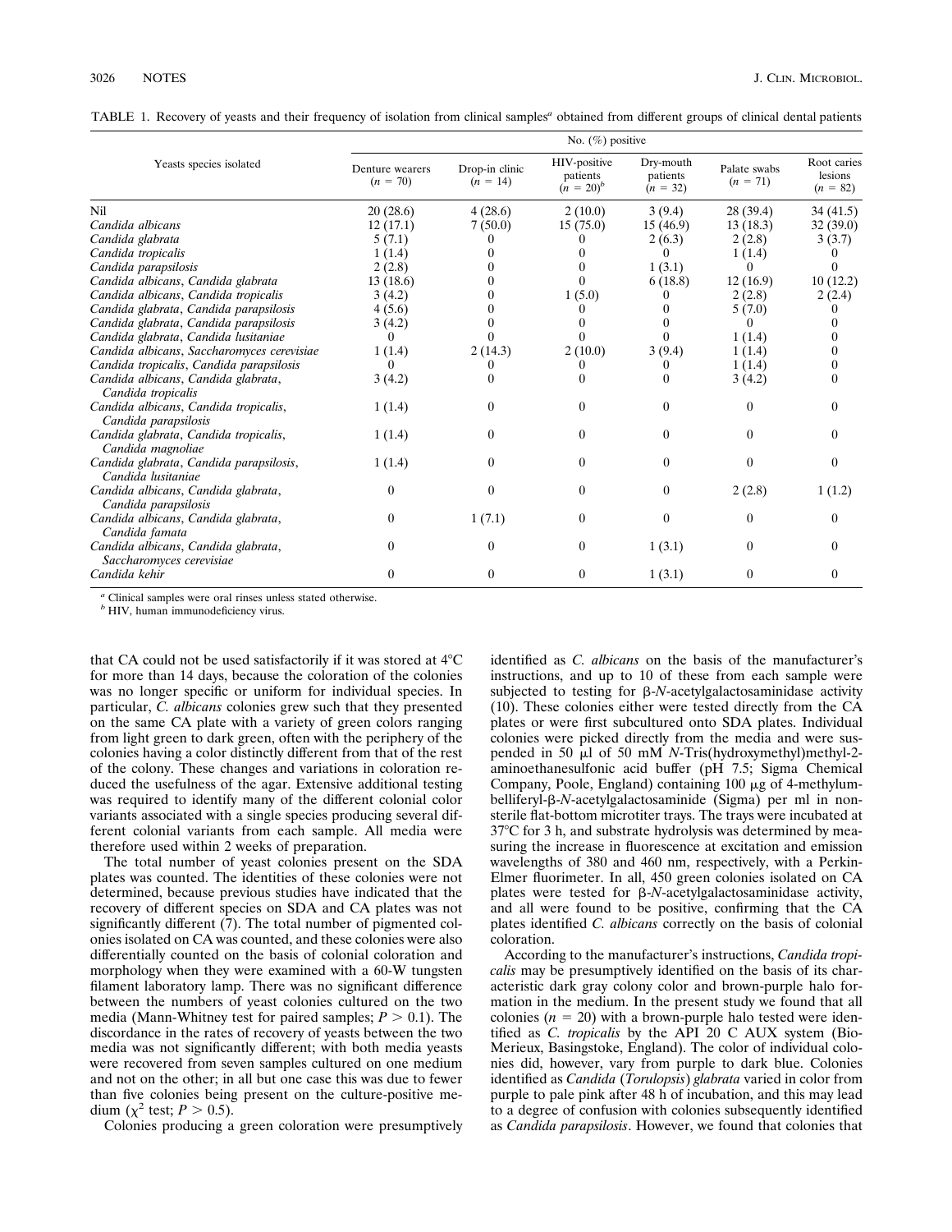TABLE 1. Recovery of yeasts and their frequency of isolation from clinical samples[a] obtained from different groups of clinical dental patients

| Yeasts species isolated | No. (%) positive | | | | | |
|---|---|---|---|---|---|---|
| | Denture wearers ($n$ = 70) | Drop-in clinic ($n$ = 14) | HIV-positive patients ($n$ = 20)[b] | Dry-mouth patients ($n$ = 32) | Palate swabs ($n$ = 71) | Root caries lesions ($n$ = 82) |
| Nil | 20 (28.6) | 4 (28.6) | 2 (10.0) | 3 (9.4) | 28 (39.4) | 34 (41.5) |
| *Candida albicans* | 12 (17.1) | 7 (50.0) | 15 (75.0) | 15 (46.9) | 13 (18.3) | 32 (39.0) |
| *Candida glabrata* | 5 (7.1) | 0 | 0 | 2 (6.3) | 2 (2.8) | 3 (3.7) |
| *Candida tropicalis* | 1 (1.4) | 0 | 0 | 0 | 1 (1.4) | 0 |
| *Candida parapsilosis* | 2 (2.8) | 0 | 0 | 1 (3.1) | 0 | 0 |
| *Candida albicans*, *Candida glabrata* | 13 (18.6) | 0 | 0 | 6 (18.8) | 12 (16.9) | 10 (12.2) |
| *Candida albicans*, *Candida tropicalis* | 3 (4.2) | 0 | 1 (5.0) | 0 | 2 (2.8) | 2 (2.4) |
| *Candida glabrata*, *Candida parapsilosis* | 4 (5.6) | 0 | 0 | 0 | 5 (7.0) | 0 |
| *Candida glabrata*, *Candida parapsilosis* | 3 (4.2) | 0 | 0 | 0 | 0 | 0 |
| *Candida glabrata*, *Candida lusitaniae* | 0 | 0 | 0 | 0 | 1 (1.4) | 0 |
| *Candida albicans*, *Saccharomyces cerevisiae* | 1 (1.4) | 2 (14.3) | 2 (10.0) | 3 (9.4) | 1 (1.4) | 0 |
| *Candida tropicalis*, *Candida parapsilosis* | 0 | 0 | 0 | 0 | 1 (1.4) | 0 |
| *Candida albicans*, *Candida glabrata*, *Candida tropicalis* | 3 (4.2) | 0 | 0 | 0 | 3 (4.2) | 0 |
| *Candida albicans*, *Candida tropicalis*, *Candida parapsilosis* | 1 (1.4) | 0 | 0 | 0 | 0 | 0 |
| *Candida glabrata*, *Candida tropicalis*, *Candida magnoliae* | 1 (1.4) | 0 | 0 | 0 | 0 | 0 |
| *Candida glabrata*, *Candida parapsilosis*, *Candida lusitaniae* | 1 (1.4) | 0 | 0 | 0 | 0 | 0 |
| *Candida albicans*, *Candida glabrata*, *Candida parapsilosis* | 0 | 0 | 0 | 0 | 2 (2.8) | 1 (1.2) |
| *Candida albicans*, *Candida glabrata*, *Candida famata* | 0 | 1 (7.1) | 0 | 0 | 0 | 0 |
| *Candida albicans*, *Candida glabrata*, *Saccharomyces cerevisiae* | 0 | 0 | 0 | 1 (3.1) | 0 | 0 |
| *Candida kehir* | 0 | 0 | 0 | 1 (3.1) | 0 | 0 |

[a] Clinical samples were oral rinses unless stated otherwise.
[b] HIV, human immunodeficiency virus.

that CA could not be used satisfactorily if it was stored at 4°C for more than 14 days, because the coloration of the colonies was no longer specific or uniform for individual species. In particular, *C. albicans* colonies grew such that they presented on the same CA plate with a variety of green colors ranging from light green to dark green, often with the periphery of the colonies having a color distinctly different from that of the rest of the colony. These changes and variations in coloration reduced the usefulness of the agar. Extensive additional testing was required to identify many of the different colonial color variants associated with a single species producing several different colonial variants from each sample. All media were therefore used within 2 weeks of preparation.

The total number of yeast colonies present on the SDA plates was counted. The identities of these colonies were not determined, because previous studies have indicated that the recovery of different species on SDA and CA plates was not significantly different (7). The total number of pigmented colonies isolated on CA was counted, and these colonies were also differentially counted on the basis of colonial coloration and morphology when they were examined with a 60-W tungsten filament laboratory lamp. There was no significant difference between the numbers of yeast colonies cultured on the two media (Mann-Whitney test for paired samples; $P > 0.1$). The discordance in the rates of recovery of yeasts between the two media was not significantly different; with both media yeasts were recovered from seven samples cultured on one medium and not on the other; in all but one case this was due to fewer than five colonies being present on the culture-positive medium ($\chi^2$ test; $P > 0.5$).

Colonies producing a green coloration were presumptively identified as *C. albicans* on the basis of the manufacturer's instructions, and up to 10 of these from each sample were subjected to testing for β-*N*-acetylgalactosaminidase activity (10). These colonies either were tested directly from the CA plates or were first subcultured onto SDA plates. Individual colonies were picked directly from the media and were suspended in 50 μl of 50 mM *N*-Tris(hydroxymethyl)methyl-2-aminoethanesulfonic acid buffer (pH 7.5; Sigma Chemical Company, Poole, England) containing 100 μg of 4-methylumbelliferyl-β-*N*-acetylgalactosaminide (Sigma) per ml in nonsterile flat-bottom microtiter trays. The trays were incubated at 37°C for 3 h, and substrate hydrolysis was determined by measuring the increase in fluorescence at excitation and emission wavelengths of 380 and 460 nm, respectively, with a Perkin-Elmer fluorimeter. In all, 450 green colonies isolated on CA plates were tested for β-*N*-acetylgalactosaminidase activity, and all were found to be positive, confirming that the CA plates identified *C. albicans* correctly on the basis of colonial coloration.

According to the manufacturer's instructions, *Candida tropicalis* may be presumptively identified on the basis of its characteristic dark gray colony color and brown-purple halo formation in the medium. In the present study we found that all colonies ($n$ = 20) with a brown-purple halo tested were identified as *C. tropicalis* by the API 20 C AUX system (Bio-Merieux, Basingstoke, England). The color of individual colonies did, however, vary from purple to dark blue. Colonies identified as *Candida* (*Torulopsis*) *glabrata* varied in color from purple to pale pink after 48 h of incubation, and this may lead to a degree of confusion with colonies subsequently identified as *Candida parapsilosis*. However, we found that colonies that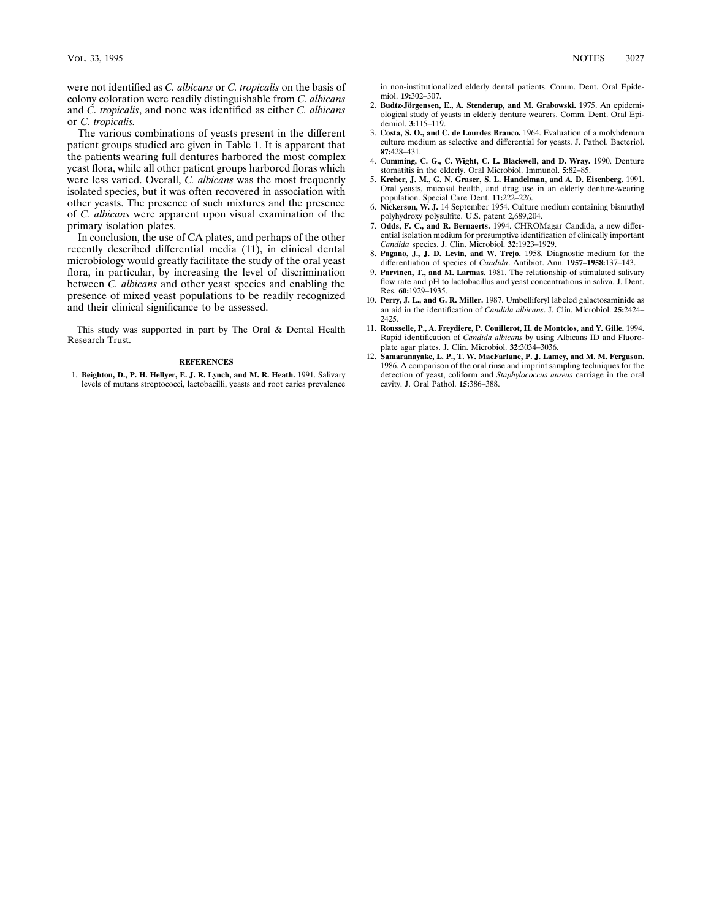were not identified as *C. albicans* or *C. tropicalis* on the basis of colony coloration were readily distinguishable from *C. albicans* and *C. tropicalis*, and none was identified as either *C. albicans* or *C. tropicalis.*

The various combinations of yeasts present in the different patient groups studied are given in Table 1. It is apparent that the patients wearing full dentures harbored the most complex yeast flora, while all other patient groups harbored floras which were less varied. Overall, *C. albicans* was the most frequently isolated species, but it was often recovered in association with other yeasts. The presence of such mixtures and the presence of *C. albicans* were apparent upon visual examination of the primary isolation plates.

In conclusion, the use of CA plates, and perhaps of the other recently described differential media (11), in clinical dental microbiology would greatly facilitate the study of the oral yeast flora, in particular, by increasing the level of discrimination between *C. albicans* and other yeast species and enabling the presence of mixed yeast populations to be readily recognized and their clinical significance to be assessed.

This study was supported in part by The Oral & Dental Health Research Trust.

## REFERENCES

1. **Beighton, D., P. H. Hellyer, E. J. R. Lynch, and M. R. Heath.** 1991. Salivary levels of mutans streptococci, lactobacilli, yeasts and root caries prevalence in non-institutionalized elderly dental patients. Comm. Dent. Oral Epidemiol. **19:**302–307.
2. **Budtz-Jörgensen, E., A. Stenderup, and M. Grabowski.** 1975. An epidemiological study of yeasts in elderly denture wearers. Comm. Dent. Oral Epidemiol. **3:**115–119.
3. **Costa, S. O., and C. de Lourdes Branco.** 1964. Evaluation of a molybdenum culture medium as selective and differential for yeasts. J. Pathol. Bacteriol. **87:**428–431.
4. **Cumming, C. G., C. Wight, C. L. Blackwell, and D. Wray.** 1990. Denture stomatitis in the elderly. Oral Microbiol. Immunol. **5:**82–85.
5. **Kreher, J. M., G. N. Graser, S. L. Handelman, and A. D. Eisenberg.** 1991. Oral yeasts, mucosal health, and drug use in an elderly denture-wearing population. Special Care Dent. **11:**222–226.
6. **Nickerson, W. J.** 14 September 1954. Culture medium containing bismuthyl polyhydroxy polysulfite. U.S. patent 2,689,204.
7. **Odds, F. C., and R. Bernaerts.** 1994. CHROMagar Candida, a new differential isolation medium for presumptive identification of clinically important *Candida* species. J. Clin. Microbiol. **32:**1923–1929.
8. **Pagano, J., J. D. Levin, and W. Trejo.** 1958. Diagnostic medium for the differentiation of species of *Candida*. Antibiot. Ann. **1957–1958:**137–143.
9. **Parvinen, T., and M. Larmas.** 1981. The relationship of stimulated salivary flow rate and pH to lactobacillus and yeast concentrations in saliva. J. Dent. Res. **60:**1929–1935.
10. **Perry, J. L., and G. R. Miller.** 1987. Umbelliferyl labeled galactosaminide as an aid in the identification of *Candida albicans*. J. Clin. Microbiol. **25:**2424–2425.
11. **Rousselle, P., A. Freydiere, P. Couillerot, H. de Montclos, and Y. Gille.** 1994. Rapid identification of *Candida albicans* by using Albicans ID and Fluoroplate agar plates. J. Clin. Microbiol. **32:**3034–3036.
12. **Samaranayake, L. P., T. W. MacFarlane, P. J. Lamey, and M. M. Ferguson.** 1986. A comparison of the oral rinse and imprint sampling techniques for the detection of yeast, coliform and *Staphylococcus aureus* carriage in the oral cavity. J. Oral Pathol. **15:**386–388.